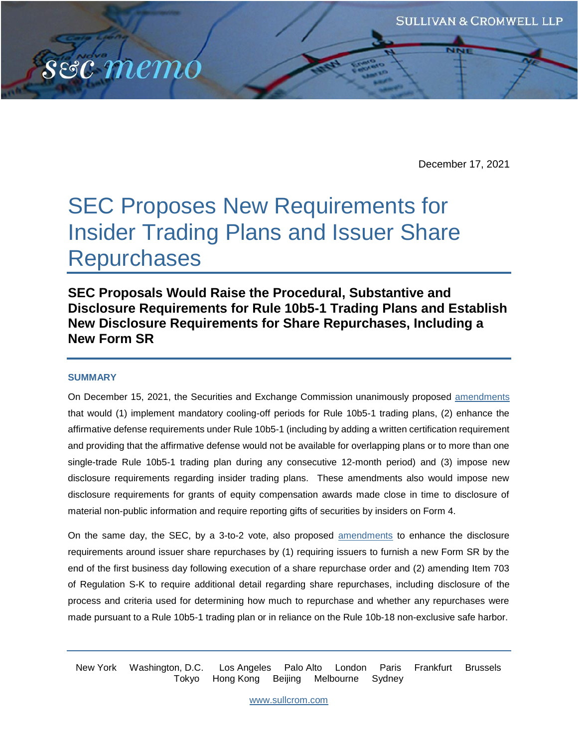December 17, 2021

# SEC Proposes New Requirements for Insider Trading Plans and Issuer Share Repurchases

## SEC Proposals Would Raise the Procedural, Substantive and Disclosure Requirements for Rule 10b5-1 Trading Plans and Establish New Disclosure Requirements for Share Repurchases, Including a New Form SR

### SUMMARY

On December 15, 2021, the Securities and Exchange Commission unanimously proposed amendments that would (1) implement mandatory cooling-off periods for Rule 10b5-1 trading plans, (2) enhance the affirmative defense requirements under Rule 10b5-1 (including by adding a written certification requirement and providing that the affirmative defense would not be available for overlapping plans or to more than one single-trade Rule 10b5-1 trading plan during any consecutive 12-month period) and (3) impose new disclosure requirements regarding insider trading plans. These amendments also would impose new disclosure requirements for grants of equity compensation awards made close in time to disclosure of material non-public information and require reporting gifts of securities by insiders on Form 4.

On the same day, the SEC, by a 3-to-2 vote, also proposed amendments to enhance the disclosure requirements around issuer share repurchases by (1) requiring issuers to furnish a new Form SR by the end of the first business day following execution of a share repurchase order and (2) amending Item 703 of Regulation S-K to require additional detail regarding share repurchases, including disclosure of the process and criteria used for determining how much to repurchase and whether any repurchases were made pursuant to a Rule 10b5-1 trading plan or in reliance on the Rule 10b-18 non-exclusive safe harbor.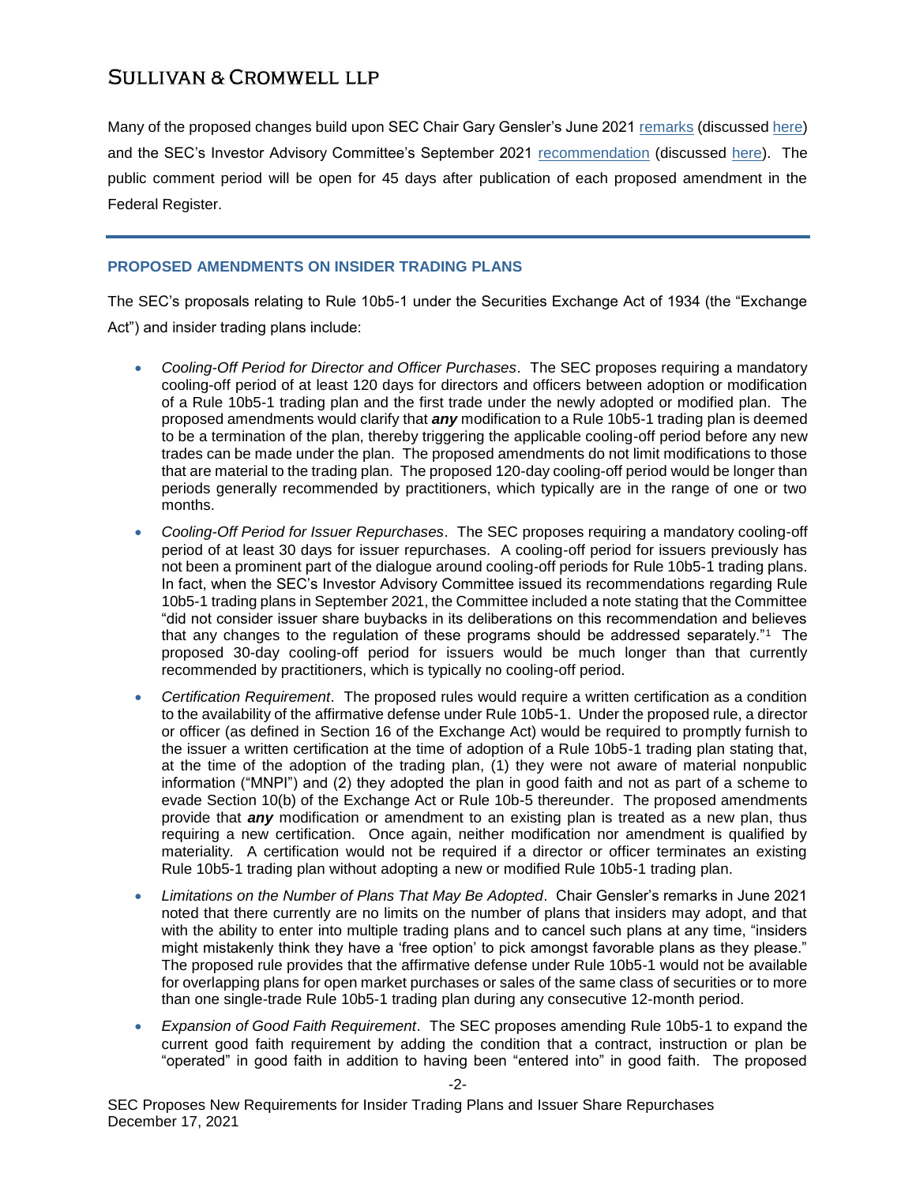Many of the proposed changes build upon SEC Chair Gary Gensler's June 2021 remarks (discussed here) and the SEC's Investor Advisory Committee's September 2021 recommendation (discussed here). The public comment period will be open for 45 days after publication of each proposed amendment in the Federal Register.

## PROPOSED AMENDMENTS ON INSIDER TRADING PLANS

The SEC's proposals relating to Rule 10b5-1 under the Securities Exchange Act of 1934 (the "Exchange Act") and insider trading plans include:

- *Cooling-Off Period for Director and Officer Purchases*. The SEC proposes requiring a mandatory cooling-off period of at least 120 days for directors and officers between adoption or modification of a Rule 10b5-1 trading plan and the first trade under the newly adopted or modified plan. The proposed amendments would clarify that ***any*** modification to a Rule 10b5-1 trading plan is deemed to be a termination of the plan, thereby triggering the applicable cooling-off period before any new trades can be made under the plan. The proposed amendments do not limit modifications to those that are material to the trading plan. The proposed 120-day cooling-off period would be longer than periods generally recommended by practitioners, which typically are in the range of one or two months.
- *Cooling-Off Period for Issuer Repurchases*. The SEC proposes requiring a mandatory cooling-off period of at least 30 days for issuer repurchases. A cooling-off period for issuers previously has not been a prominent part of the dialogue around cooling-off periods for Rule 10b5-1 trading plans. In fact, when the SEC's Investor Advisory Committee issued its recommendations regarding Rule 10b5-1 trading plans in September 2021, the Committee included a note stating that the Committee "did not consider issuer share buybacks in its deliberations on this recommendation and believes that any changes to the regulation of these programs should be addressed separately."[1] The proposed 30-day cooling-off period for issuers would be much longer than that currently recommended by practitioners, which is typically no cooling-off period.
- *Certification Requirement*. The proposed rules would require a written certification as a condition to the availability of the affirmative defense under Rule 10b5-1. Under the proposed rule, a director or officer (as defined in Section 16 of the Exchange Act) would be required to promptly furnish to the issuer a written certification at the time of adoption of a Rule 10b5-1 trading plan stating that, at the time of the adoption of the trading plan, (1) they were not aware of material nonpublic information ("MNPI") and (2) they adopted the plan in good faith and not as part of a scheme to evade Section 10(b) of the Exchange Act or Rule 10b-5 thereunder. The proposed amendments provide that ***any*** modification or amendment to an existing plan is treated as a new plan, thus requiring a new certification. Once again, neither modification nor amendment is qualified by materiality. A certification would not be required if a director or officer terminates an existing Rule 10b5-1 trading plan without adopting a new or modified Rule 10b5-1 trading plan.
- *Limitations on the Number of Plans That May Be Adopted*. Chair Gensler's remarks in June 2021 noted that there currently are no limits on the number of plans that insiders may adopt, and that with the ability to enter into multiple trading plans and to cancel such plans at any time, "insiders might mistakenly think they have a 'free option' to pick amongst favorable plans as they please." The proposed rule provides that the affirmative defense under Rule 10b5-1 would not be available for overlapping plans for open market purchases or sales of the same class of securities or to more than one single-trade Rule 10b5-1 trading plan during any consecutive 12-month period.
- *Expansion of Good Faith Requirement*. The SEC proposes amending Rule 10b5-1 to expand the current good faith requirement by adding the condition that a contract, instruction or plan be "operated" in good faith in addition to having been "entered into" in good faith. The proposed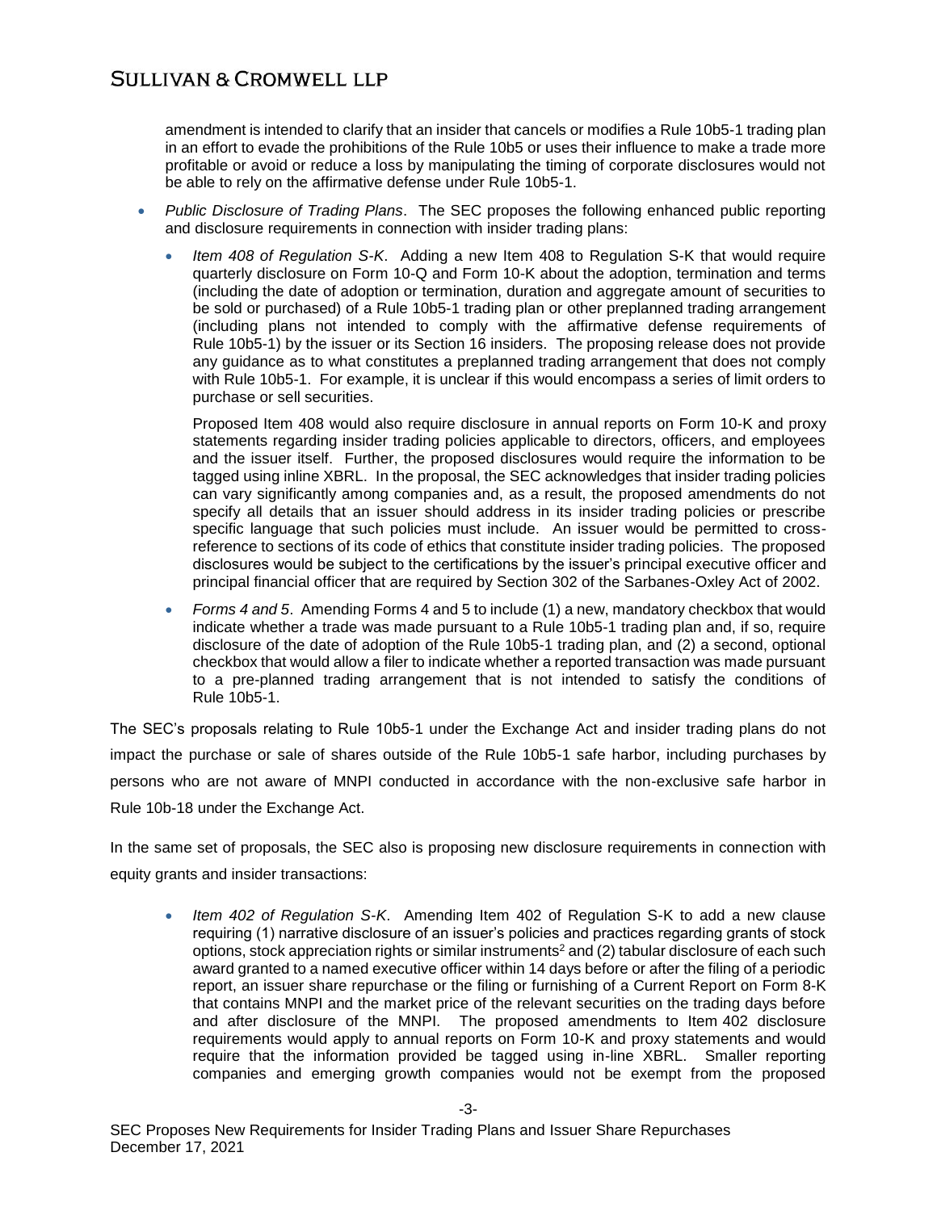amendment is intended to clarify that an insider that cancels or modifies a Rule 10b5-1 trading plan in an effort to evade the prohibitions of the Rule 10b5 or uses their influence to make a trade more profitable or avoid or reduce a loss by manipulating the timing of corporate disclosures would not be able to rely on the affirmative defense under Rule 10b5-1.

- *Public Disclosure of Trading Plans*. The SEC proposes the following enhanced public reporting and disclosure requirements in connection with insider trading plans:
  - *Item 408 of Regulation S-K*. Adding a new Item 408 to Regulation S-K that would require quarterly disclosure on Form 10-Q and Form 10-K about the adoption, termination and terms (including the date of adoption or termination, duration and aggregate amount of securities to be sold or purchased) of a Rule 10b5-1 trading plan or other preplanned trading arrangement (including plans not intended to comply with the affirmative defense requirements of Rule 10b5-1) by the issuer or its Section 16 insiders. The proposing release does not provide any guidance as to what constitutes a preplanned trading arrangement that does not comply with Rule 10b5-1. For example, it is unclear if this would encompass a series of limit orders to purchase or sell securities.

    Proposed Item 408 would also require disclosure in annual reports on Form 10-K and proxy statements regarding insider trading policies applicable to directors, officers, and employees and the issuer itself. Further, the proposed disclosures would require the information to be tagged using inline XBRL. In the proposal, the SEC acknowledges that insider trading policies can vary significantly among companies and, as a result, the proposed amendments do not specify all details that an issuer should address in its insider trading policies or prescribe specific language that such policies must include. An issuer would be permitted to cross-reference to sections of its code of ethics that constitute insider trading policies. The proposed disclosures would be subject to the certifications by the issuer's principal executive officer and principal financial officer that are required by Section 302 of the Sarbanes-Oxley Act of 2002.
  - *Forms 4 and 5*. Amending Forms 4 and 5 to include (1) a new, mandatory checkbox that would indicate whether a trade was made pursuant to a Rule 10b5-1 trading plan and, if so, require disclosure of the date of adoption of the Rule 10b5-1 trading plan, and (2) a second, optional checkbox that would allow a filer to indicate whether a reported transaction was made pursuant to a pre-planned trading arrangement that is not intended to satisfy the conditions of Rule 10b5-1.

The SEC's proposals relating to Rule 10b5-1 under the Exchange Act and insider trading plans do not impact the purchase or sale of shares outside of the Rule 10b5-1 safe harbor, including purchases by persons who are not aware of MNPI conducted in accordance with the non-exclusive safe harbor in Rule 10b-18 under the Exchange Act.

In the same set of proposals, the SEC also is proposing new disclosure requirements in connection with equity grants and insider transactions:

- *Item 402 of Regulation S-K*. Amending Item 402 of Regulation S-K to add a new clause requiring (1) narrative disclosure of an issuer's policies and practices regarding grants of stock options, stock appreciation rights or similar instruments[2] and (2) tabular disclosure of each such award granted to a named executive officer within 14 days before or after the filing of a periodic report, an issuer share repurchase or the filing or furnishing of a Current Report on Form 8-K that contains MNPI and the market price of the relevant securities on the trading days before and after disclosure of the MNPI. The proposed amendments to Item 402 disclosure requirements would apply to annual reports on Form 10-K and proxy statements and would require that the information provided be tagged using in-line XBRL. Smaller reporting companies and emerging growth companies would not be exempt from the proposed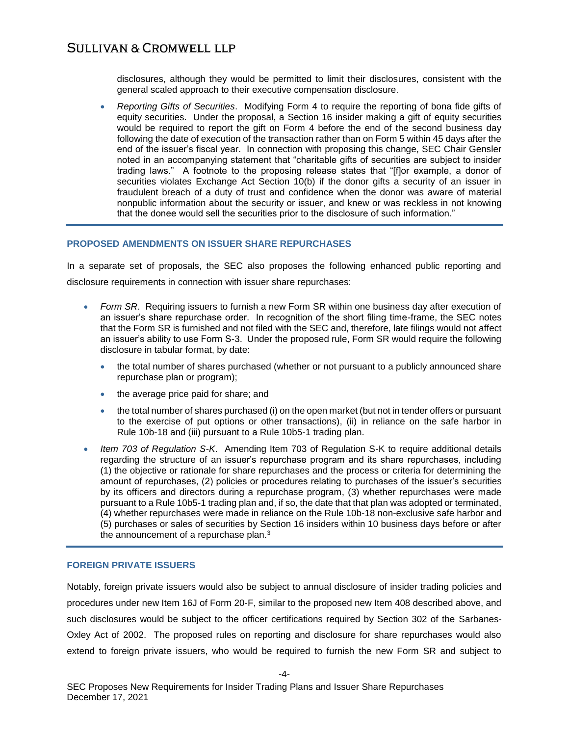disclosures, although they would be permitted to limit their disclosures, consistent with the general scaled approach to their executive compensation disclosure.

- *Reporting Gifts of Securities*. Modifying Form 4 to require the reporting of bona fide gifts of equity securities. Under the proposal, a Section 16 insider making a gift of equity securities would be required to report the gift on Form 4 before the end of the second business day following the date of execution of the transaction rather than on Form 5 within 45 days after the end of the issuer's fiscal year. In connection with proposing this change, SEC Chair Gensler noted in an accompanying statement that "charitable gifts of securities are subject to insider trading laws." A footnote to the proposing release states that "[f]or example, a donor of securities violates Exchange Act Section 10(b) if the donor gifts a security of an issuer in fraudulent breach of a duty of trust and confidence when the donor was aware of material nonpublic information about the security or issuer, and knew or was reckless in not knowing that the donee would sell the securities prior to the disclosure of such information."

## PROPOSED AMENDMENTS ON ISSUER SHARE REPURCHASES

In a separate set of proposals, the SEC also proposes the following enhanced public reporting and disclosure requirements in connection with issuer share repurchases:

- *Form SR*. Requiring issuers to furnish a new Form SR within one business day after execution of an issuer's share repurchase order. In recognition of the short filing time-frame, the SEC notes that the Form SR is furnished and not filed with the SEC and, therefore, late filings would not affect an issuer's ability to use Form S-3. Under the proposed rule, Form SR would require the following disclosure in tabular format, by date:
  - the total number of shares purchased (whether or not pursuant to a publicly announced share repurchase plan or program);
  - the average price paid for share; and
  - the total number of shares purchased (i) on the open market (but not in tender offers or pursuant to the exercise of put options or other transactions), (ii) in reliance on the safe harbor in Rule 10b-18 and (iii) pursuant to a Rule 10b5-1 trading plan.
- *Item 703 of Regulation S-K*. Amending Item 703 of Regulation S-K to require additional details regarding the structure of an issuer's repurchase program and its share repurchases, including (1) the objective or rationale for share repurchases and the process or criteria for determining the amount of repurchases, (2) policies or procedures relating to purchases of the issuer's securities by its officers and directors during a repurchase program, (3) whether repurchases were made pursuant to a Rule 10b5-1 trading plan and, if so, the date that that plan was adopted or terminated, (4) whether repurchases were made in reliance on the Rule 10b-18 non-exclusive safe harbor and (5) purchases or sales of securities by Section 16 insiders within 10 business days before or after the announcement of a repurchase plan.[3]

## FOREIGN PRIVATE ISSUERS

Notably, foreign private issuers would also be subject to annual disclosure of insider trading policies and procedures under new Item 16J of Form 20-F, similar to the proposed new Item 408 described above, and such disclosures would be subject to the officer certifications required by Section 302 of the Sarbanes-Oxley Act of 2002. The proposed rules on reporting and disclosure for share repurchases would also extend to foreign private issuers, who would be required to furnish the new Form SR and subject to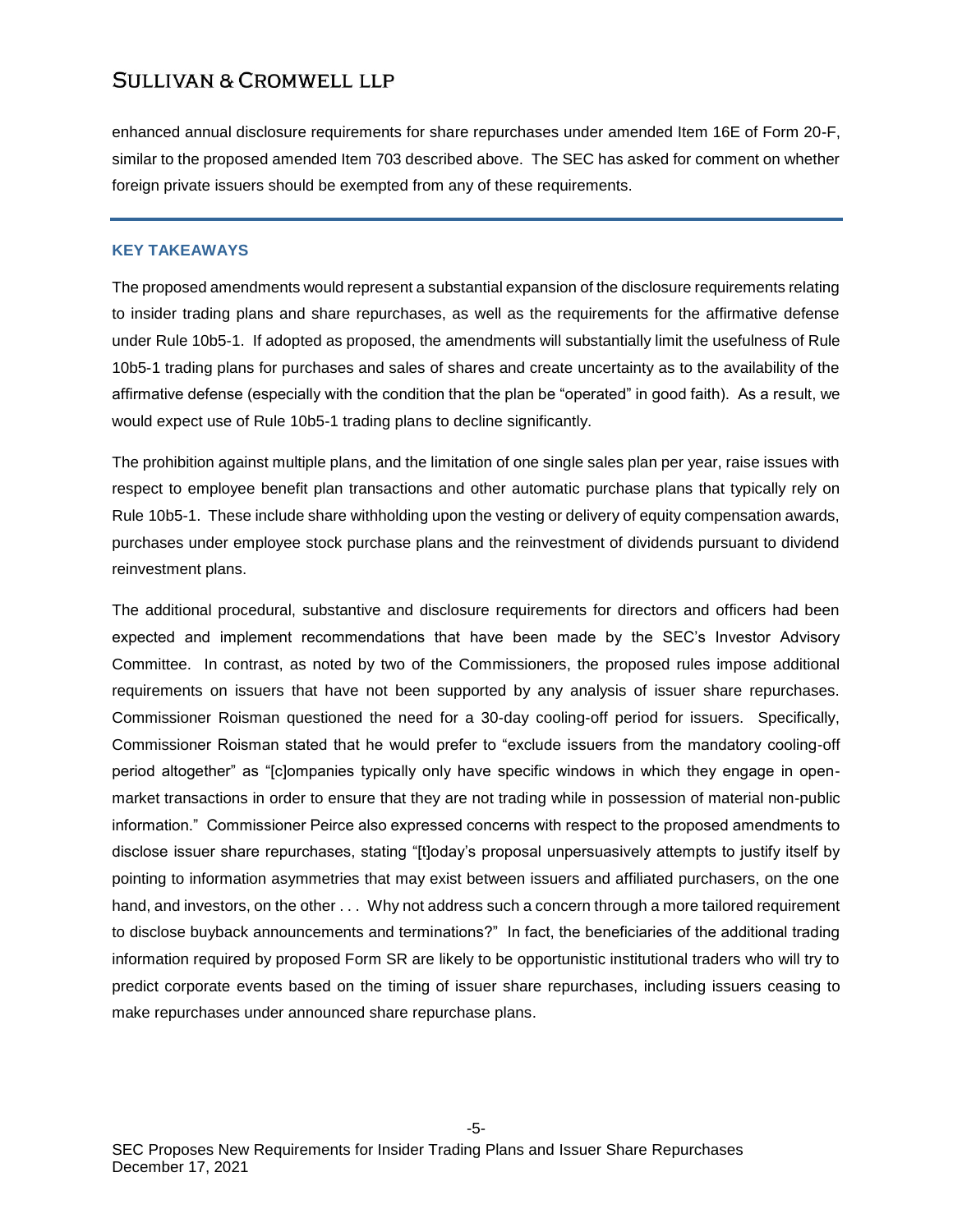enhanced annual disclosure requirements for share repurchases under amended Item 16E of Form 20-F, similar to the proposed amended Item 703 described above. The SEC has asked for comment on whether foreign private issuers should be exempted from any of these requirements.

---

## KEY TAKEAWAYS

The proposed amendments would represent a substantial expansion of the disclosure requirements relating to insider trading plans and share repurchases, as well as the requirements for the affirmative defense under Rule 10b5-1. If adopted as proposed, the amendments will substantially limit the usefulness of Rule 10b5-1 trading plans for purchases and sales of shares and create uncertainty as to the availability of the affirmative defense (especially with the condition that the plan be "operated" in good faith). As a result, we would expect use of Rule 10b5-1 trading plans to decline significantly.

The prohibition against multiple plans, and the limitation of one single sales plan per year, raise issues with respect to employee benefit plan transactions and other automatic purchase plans that typically rely on Rule 10b5-1. These include share withholding upon the vesting or delivery of equity compensation awards, purchases under employee stock purchase plans and the reinvestment of dividends pursuant to dividend reinvestment plans.

The additional procedural, substantive and disclosure requirements for directors and officers had been expected and implement recommendations that have been made by the SEC's Investor Advisory Committee. In contrast, as noted by two of the Commissioners, the proposed rules impose additional requirements on issuers that have not been supported by any analysis of issuer share repurchases. Commissioner Roisman questioned the need for a 30-day cooling-off period for issuers. Specifically, Commissioner Roisman stated that he would prefer to "exclude issuers from the mandatory cooling-off period altogether" as "[c]ompanies typically only have specific windows in which they engage in open-market transactions in order to ensure that they are not trading while in possession of material non-public information." Commissioner Peirce also expressed concerns with respect to the proposed amendments to disclose issuer share repurchases, stating "[t]oday's proposal unpersuasively attempts to justify itself by pointing to information asymmetries that may exist between issuers and affiliated purchasers, on the one hand, and investors, on the other . . . Why not address such a concern through a more tailored requirement to disclose buyback announcements and terminations?" In fact, the beneficiaries of the additional trading information required by proposed Form SR are likely to be opportunistic institutional traders who will try to predict corporate events based on the timing of issuer share repurchases, including issuers ceasing to make repurchases under announced share repurchase plans.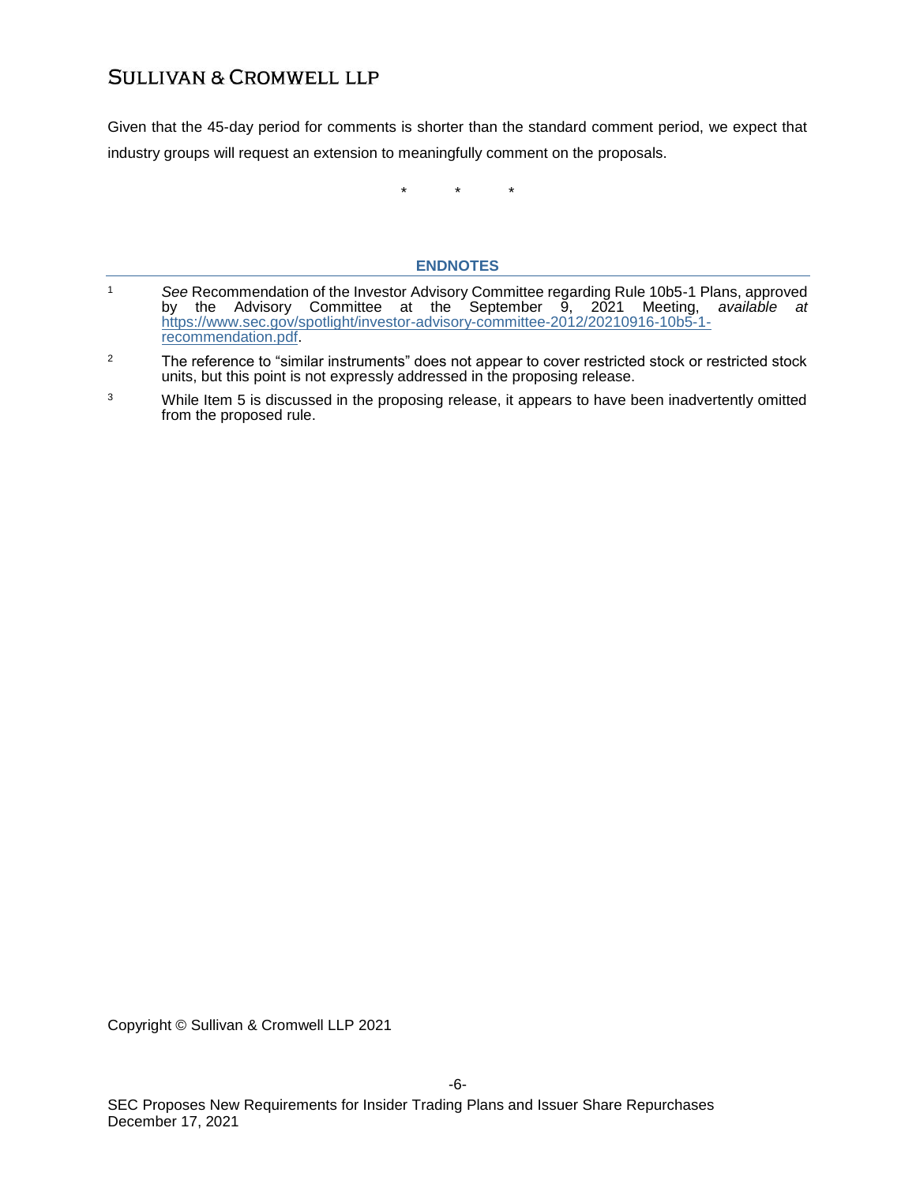Given that the 45-day period for comments is shorter than the standard comment period, we expect that industry groups will request an extension to meaningfully comment on the proposals.

\* \* \*

## ENDNOTES

[1] *See* Recommendation of the Investor Advisory Committee regarding Rule 10b5-1 Plans, approved by the Advisory Committee at the September 9, 2021 Meeting, *available at* [https://www.sec.gov/spotlight/investor-advisory-committee-2012/20210916-10b5-1-recommendation.pdf](https://www.sec.gov/spotlight/investor-advisory-committee-2012/20210916-10b5-1-recommendation.pdf).

[2] The reference to "similar instruments" does not appear to cover restricted stock or restricted stock units, but this point is not expressly addressed in the proposing release.

[3] While Item 5 is discussed in the proposing release, it appears to have been inadvertently omitted from the proposed rule.

Copyright © Sullivan & Cromwell LLP 2021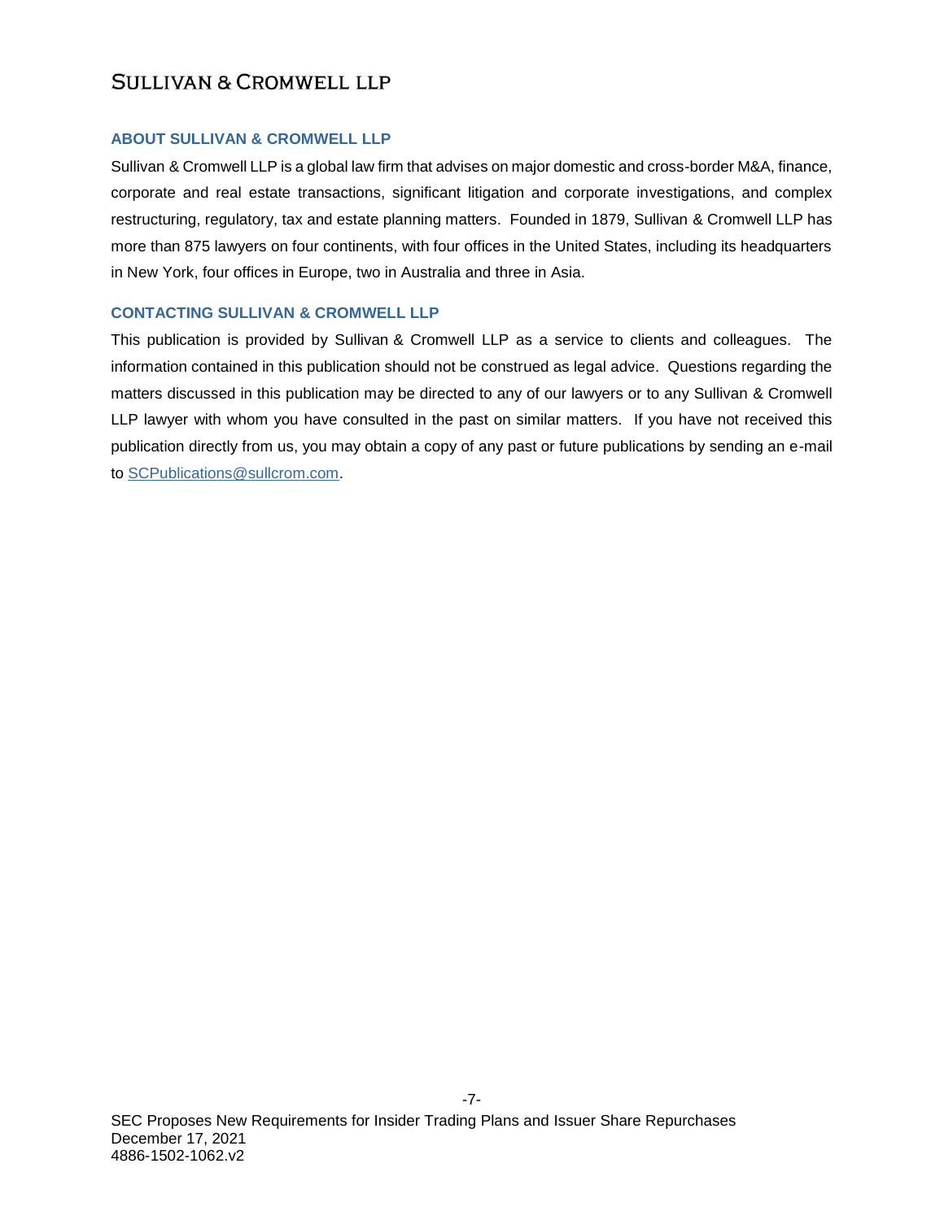## ABOUT SULLIVAN & CROMWELL LLP

Sullivan & Cromwell LLP is a global law firm that advises on major domestic and cross-border M&A, finance, corporate and real estate transactions, significant litigation and corporate investigations, and complex restructuring, regulatory, tax and estate planning matters. Founded in 1879, Sullivan & Cromwell LLP has more than 875 lawyers on four continents, with four offices in the United States, including its headquarters in New York, four offices in Europe, two in Australia and three in Asia.

## CONTACTING SULLIVAN & CROMWELL LLP

This publication is provided by Sullivan & Cromwell LLP as a service to clients and colleagues. The information contained in this publication should not be construed as legal advice. Questions regarding the matters discussed in this publication may be directed to any of our lawyers or to any Sullivan & Cromwell LLP lawyer with whom you have consulted in the past on similar matters. If you have not received this publication directly from us, you may obtain a copy of any past or future publications by sending an e-mail to SCPublications@sullcrom.com.